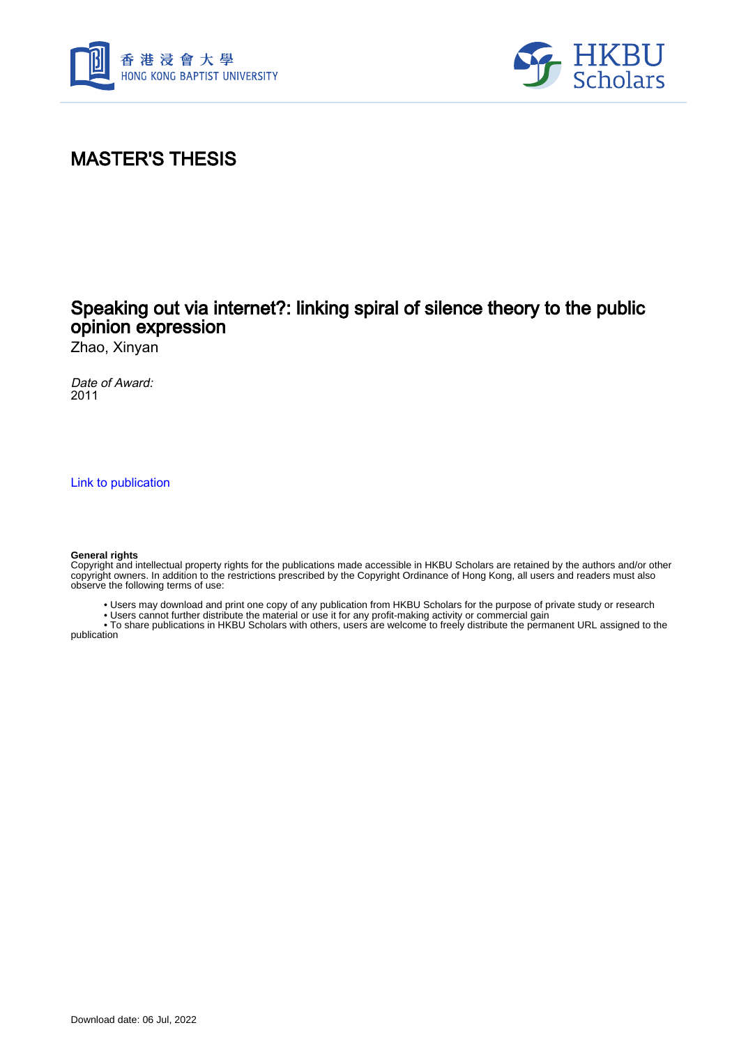# MASTER'S THESIS

## Speaking out via internet?: linking spiral of silence theory to the public opinion expression

Zhao, Xinyan

*Date of Award:*
2011

Link to publication

**General rights**
Copyright and intellectual property rights for the publications made accessible in HKBU Scholars are retained by the authors and/or other copyright owners. In addition to the restrictions prescribed by the Copyright Ordinance of Hong Kong, all users and readers must also observe the following terms of use:

- Users may download and print one copy of any publication from HKBU Scholars for the purpose of private study or research
- Users cannot further distribute the material or use it for any profit-making activity or commercial gain
- To share publications in HKBU Scholars with others, users are welcome to freely distribute the permanent URL assigned to the publication

Download date: 06 Jul, 2022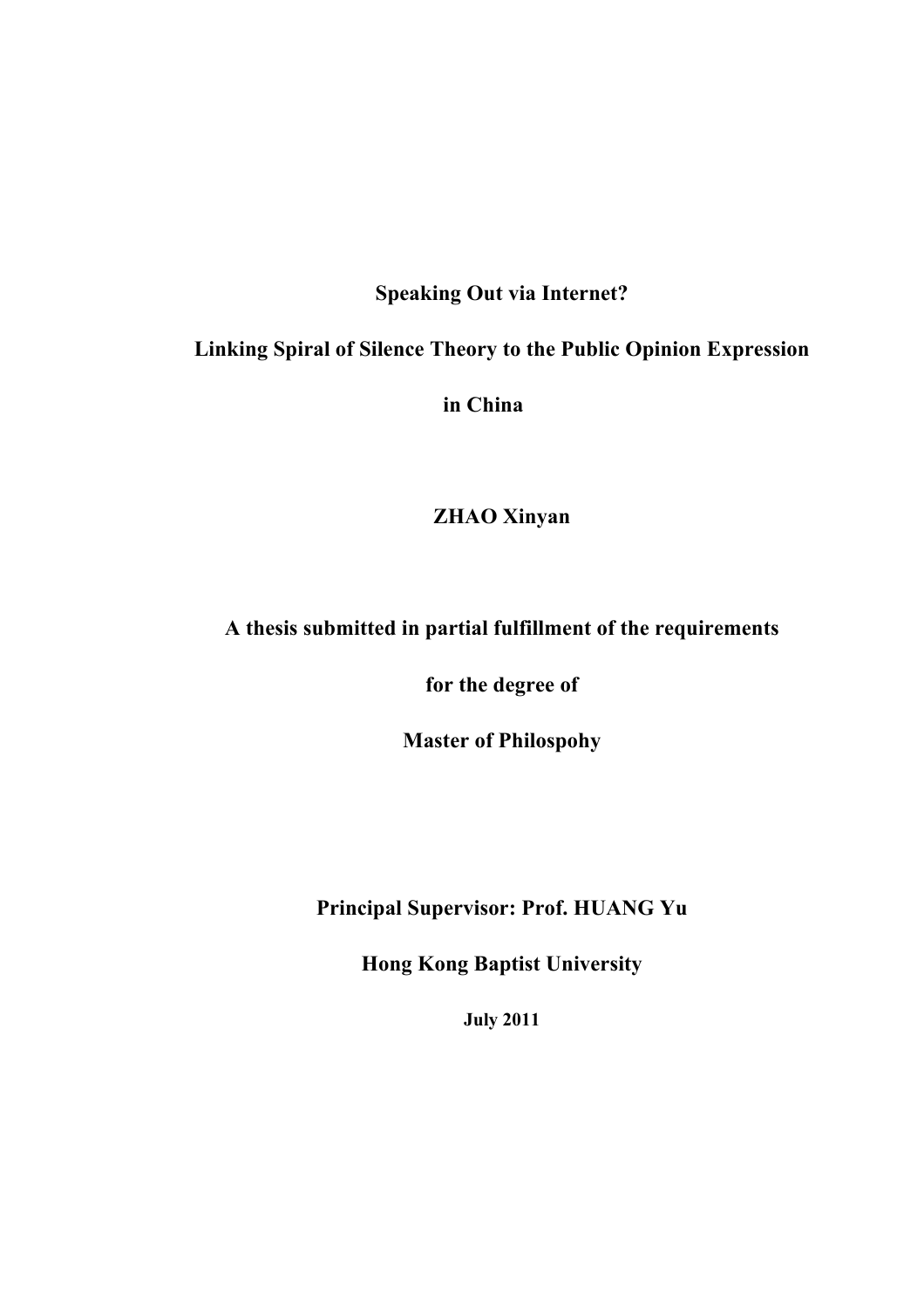**Speaking Out via Internet?**

**Linking Spiral of Silence Theory to the Public Opinion Expression in China**

**ZHAO Xinyan**

**A thesis submitted in partial fulfillment of the requirements**

**for the degree of**

**Master of Philospohy**

**Principal Supervisor: Prof. HUANG Yu**

**Hong Kong Baptist University**

**July 2011**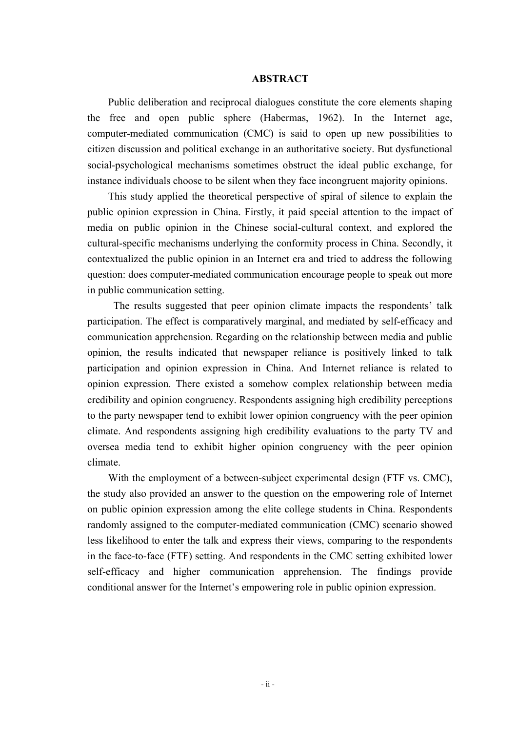## ABSTRACT

Public deliberation and reciprocal dialogues constitute the core elements shaping the free and open public sphere (Habermas, 1962). In the Internet age, computer-mediated communication (CMC) is said to open up new possibilities to citizen discussion and political exchange in an authoritative society. But dysfunctional social-psychological mechanisms sometimes obstruct the ideal public exchange, for instance individuals choose to be silent when they face incongruent majority opinions.

This study applied the theoretical perspective of spiral of silence to explain the public opinion expression in China. Firstly, it paid special attention to the impact of media on public opinion in the Chinese social-cultural context, and explored the cultural-specific mechanisms underlying the conformity process in China. Secondly, it contextualized the public opinion in an Internet era and tried to address the following question: does computer-mediated communication encourage people to speak out more in public communication setting.

The results suggested that peer opinion climate impacts the respondents' talk participation. The effect is comparatively marginal, and mediated by self-efficacy and communication apprehension. Regarding on the relationship between media and public opinion, the results indicated that newspaper reliance is positively linked to talk participation and opinion expression in China. And Internet reliance is related to opinion expression. There existed a somehow complex relationship between media credibility and opinion congruency. Respondents assigning high credibility perceptions to the party newspaper tend to exhibit lower opinion congruency with the peer opinion climate. And respondents assigning high credibility evaluations to the party TV and oversea media tend to exhibit higher opinion congruency with the peer opinion climate.

With the employment of a between-subject experimental design (FTF vs. CMC), the study also provided an answer to the question on the empowering role of Internet on public opinion expression among the elite college students in China. Respondents randomly assigned to the computer-mediated communication (CMC) scenario showed less likelihood to enter the talk and express their views, comparing to the respondents in the face-to-face (FTF) setting. And respondents in the CMC setting exhibited lower self-efficacy and higher communication apprehension. The findings provide conditional answer for the Internet's empowering role in public opinion expression.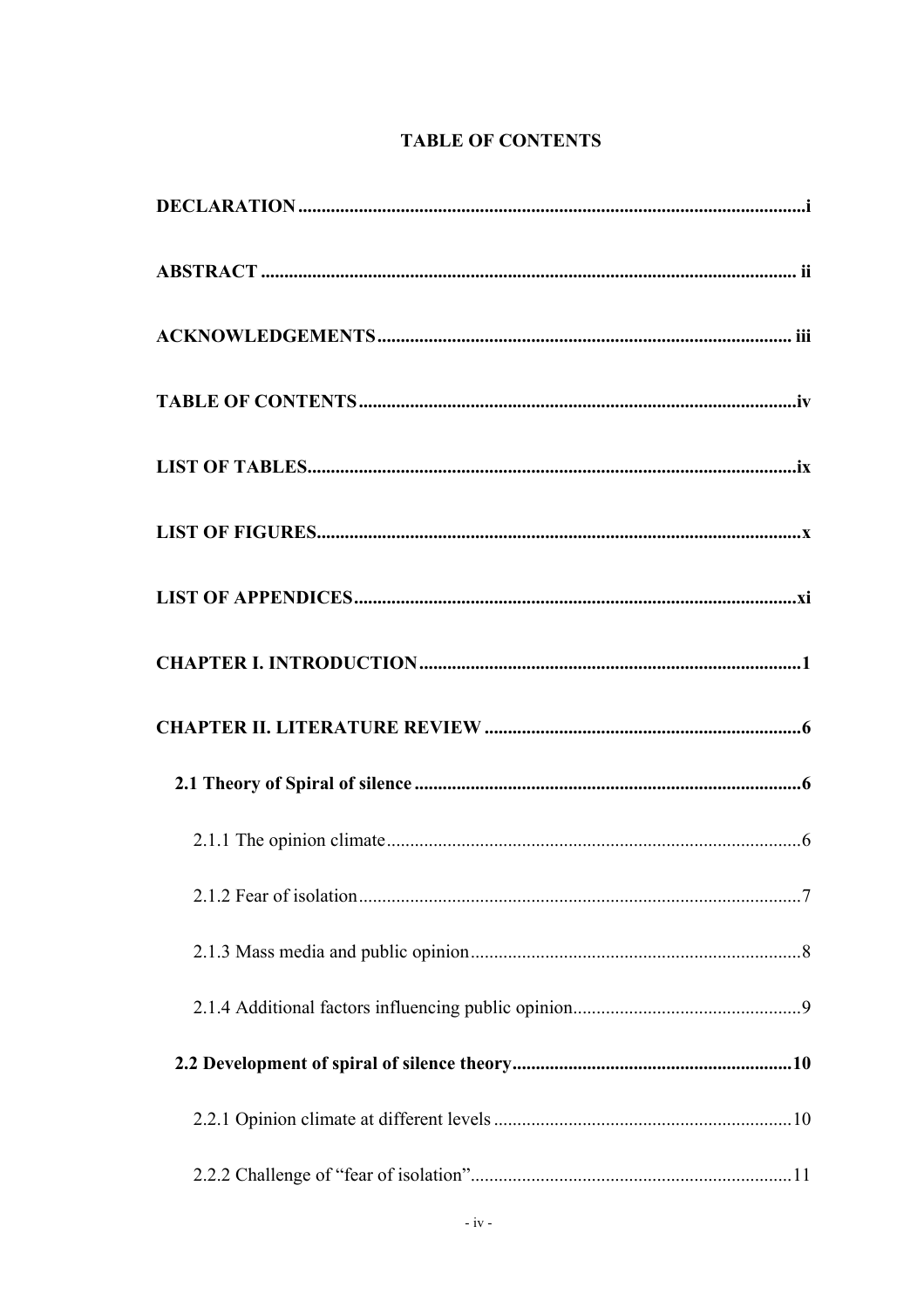# TABLE OF CONTENTS

**DECLARATION** .......... i

**ABSTRACT** .......... ii

**ACKNOWLEDGEMENTS** .......... iii

**TABLE OF CONTENTS** .......... iv

**LIST OF TABLES** .......... ix

**LIST OF FIGURES** .......... x

**LIST OF APPENDICES** .......... xi

**CHAPTER I. INTRODUCTION** .......... 1

**CHAPTER II. LITERATURE REVIEW** .......... 6

- **2.1 Theory of Spiral of silence** .......... 6
  - 2.1.1 The opinion climate .......... 6
  - 2.1.2 Fear of isolation .......... 7
  - 2.1.3 Mass media and public opinion .......... 8
  - 2.1.4 Additional factors influencing public opinion .......... 9
- **2.2 Development of spiral of silence theory** .......... 10
  - 2.2.1 Opinion climate at different levels .......... 10
  - 2.2.2 Challenge of "fear of isolation" .......... 11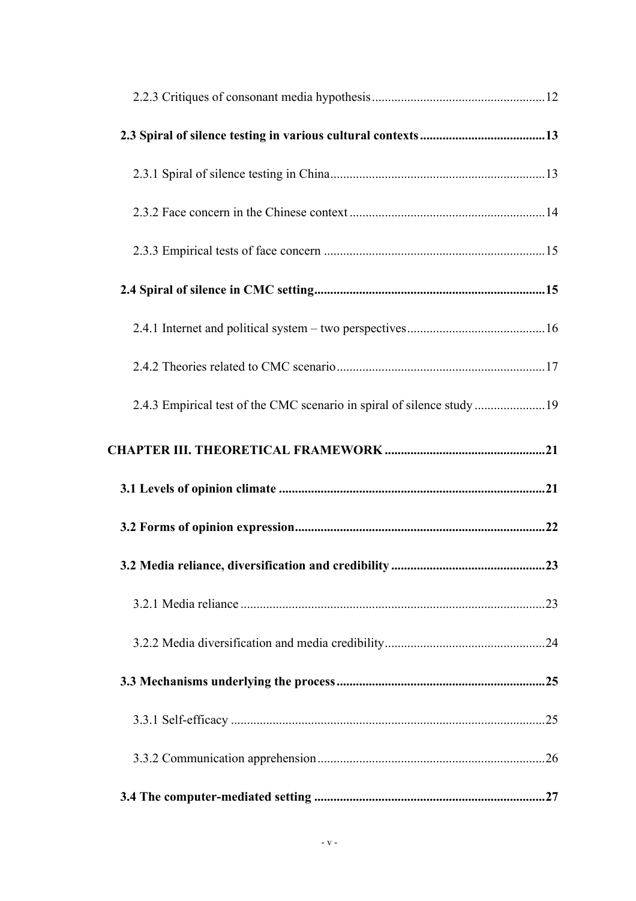2.2.3 Critiques of consonant media hypothesis......12

**2.3 Spiral of silence testing in various cultural contexts......13**

2.3.1 Spiral of silence testing in China......13

2.3.2 Face concern in the Chinese context......14

2.3.3 Empirical tests of face concern......15

**2.4 Spiral of silence in CMC setting......15**

2.4.1 Internet and political system – two perspectives......16

2.4.2 Theories related to CMC scenario......17

2.4.3 Empirical test of the CMC scenario in spiral of silence study......19

**CHAPTER III. THEORETICAL FRAMEWORK......21**

**3.1 Levels of opinion climate......21**

**3.2 Forms of opinion expression......22**

**3.2 Media reliance, diversification and credibility......23**

3.2.1 Media reliance......23

3.2.2 Media diversification and media credibility......24

**3.3 Mechanisms underlying the process......25**

3.3.1 Self-efficacy......25

3.3.2 Communication apprehension......26

**3.4 The computer-mediated setting......27**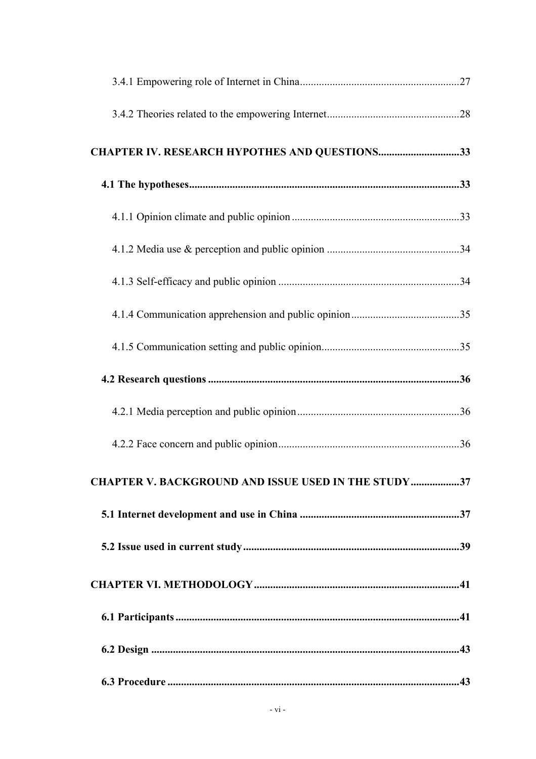3.4.1 Empowering role of Internet in China ........................................................ 27

3.4.2 Theories related to the empowering Internet ................................................ 28

**CHAPTER IV. RESEARCH HYPOTHES AND QUESTIONS ............................. 33**

**4.1 The hypotheses ................................................................................................ 33**

4.1.1 Opinion climate and public opinion ............................................................ 33

4.1.2 Media use & perception and public opinion ................................................ 34

4.1.3 Self-efficacy and public opinion .................................................................. 34

4.1.4 Communication apprehension and public opinion ....................................... 35

4.1.5 Communication setting and public opinion .................................................. 35

**4.2 Research questions .......................................................................................... 36**

4.2.1 Media perception and public opinion .......................................................... 36

4.2.2 Face concern and public opinion .................................................................. 36

**CHAPTER V. BACKGROUND AND ISSUE USED IN THE STUDY ................. 37**

**5.1 Internet development and use in China .......................................................... 37**

**5.2 Issue used in current study ............................................................................. 39**

**CHAPTER VI. METHODOLOGY .......................................................................... 41**

**6.1 Participants ...................................................................................................... 41**

**6.2 Design .............................................................................................................. 43**

**6.3 Procedure ......................................................................................................... 43**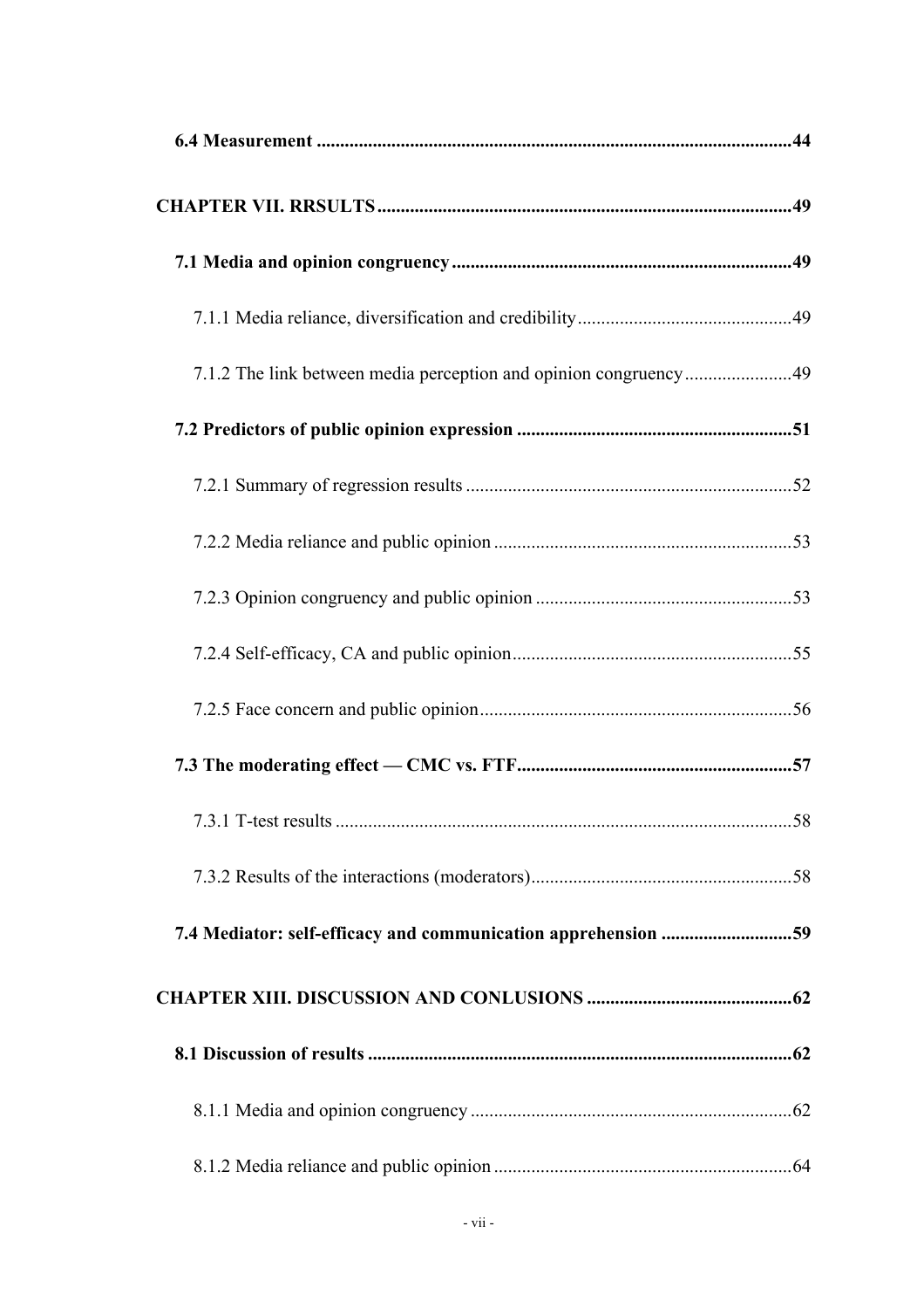**6.4 Measurement ........................................................................................................44**

**CHAPTER VII. RRSULTS..........................................................................................49**

**7.1 Media and opinion congruency..........................................................................49**

7.1.1 Media reliance, diversification and credibility...............................................49

7.1.2 The link between media perception and opinion congruency.......................49

**7.2 Predictors of public opinion expression ............................................................51**

7.2.1 Summary of regression results ......................................................................52

7.2.2 Media reliance and public opinion ................................................................53

7.2.3 Opinion congruency and public opinion .......................................................53

7.2.4 Self-efficacy, CA and public opinion............................................................55

7.2.5 Face concern and public opinion...................................................................56

**7.3 The moderating effect — CMC vs. FTF............................................................57**

7.3.1 T-test results ..................................................................................................58

7.3.2 Results of the interactions (moderators)........................................................58

**7.4 Mediator: self-efficacy and communication apprehension ............................59**

**CHAPTER XIII. DISCUSSION AND CONLUSIONS ............................................62**

**8.1 Discussion of results ............................................................................................62**

8.1.1 Media and opinion congruency .....................................................................62

8.1.2 Media reliance and public opinion ................................................................64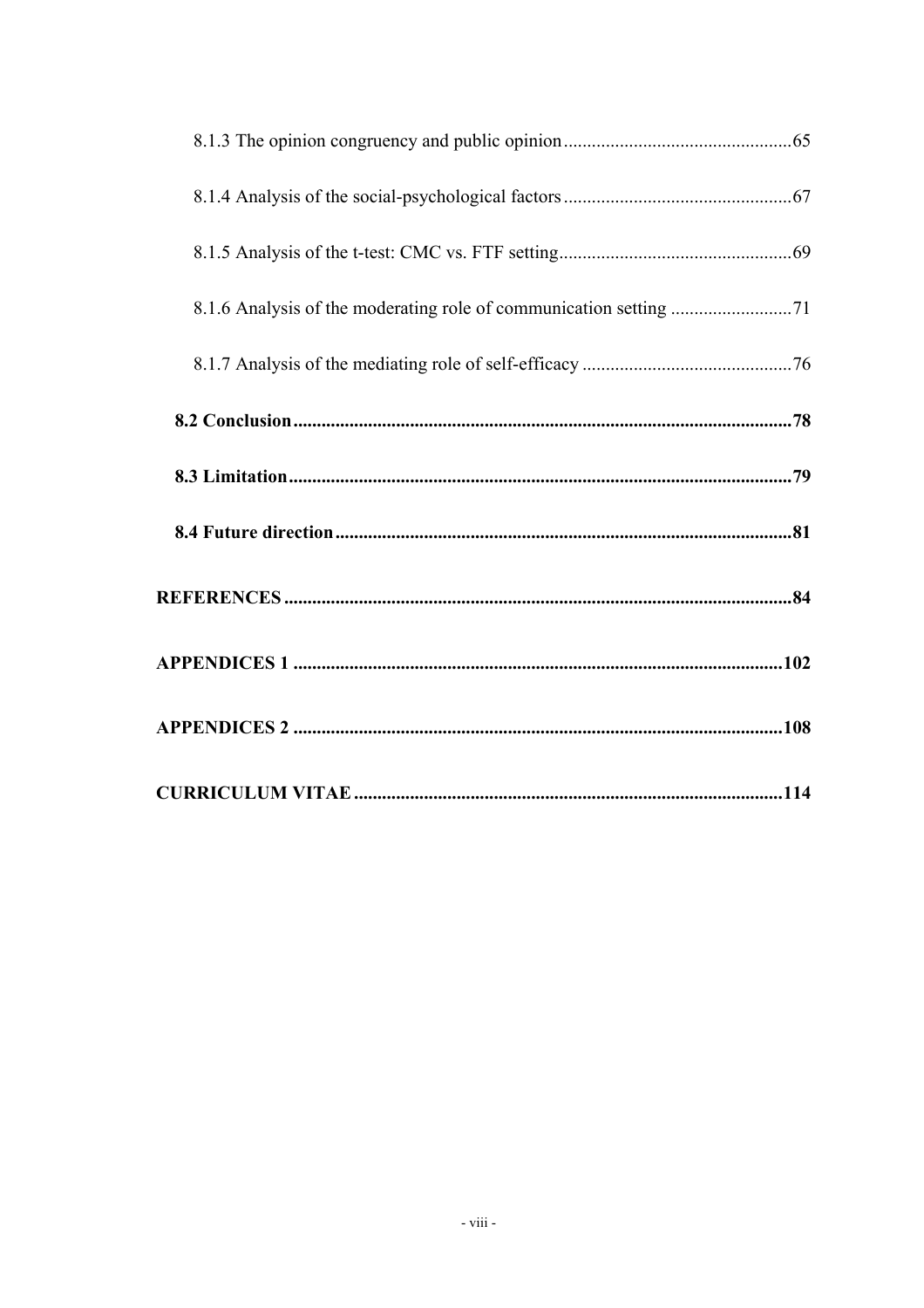8.1.3 The opinion congruency and public opinion ................................................65

8.1.4 Analysis of the social-psychological factors ................................................67

8.1.5 Analysis of the t-test: CMC vs. FTF setting .................................................69

8.1.6 Analysis of the moderating role of communication setting ..........................71

8.1.7 Analysis of the mediating role of self-efficacy ............................................76

**8.2 Conclusion ..........................................................................................................78**

**8.3 Limitation ...........................................................................................................79**

**8.4 Future direction .................................................................................................81**

**REFERENCES ...........................................................................................................84**

**APPENDICES 1 .......................................................................................................102**

**APPENDICES 2 .......................................................................................................108**

**CURRICULUM VITAE ..........................................................................................114**